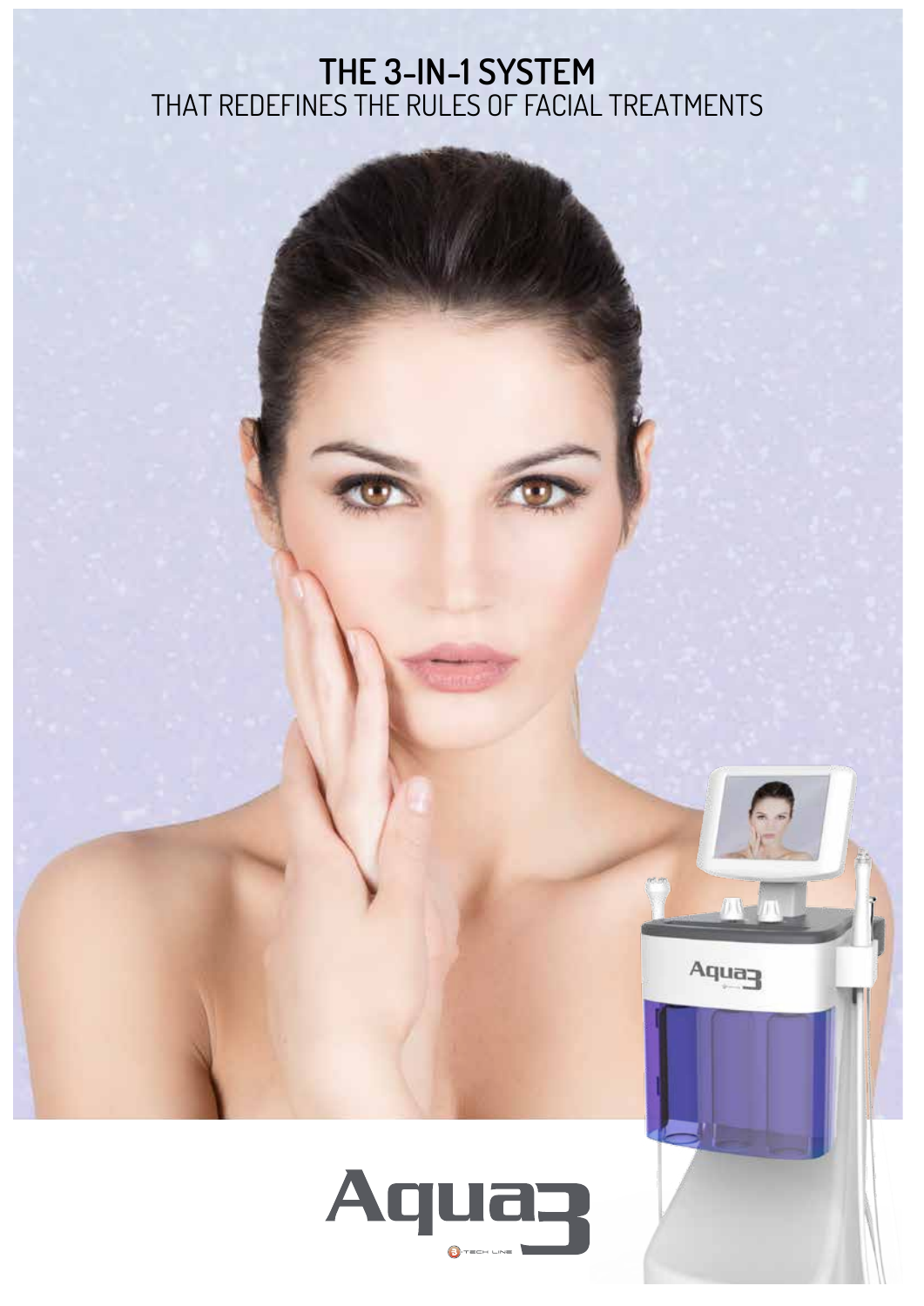# THE 3-IN-1 SYSTEM
THAT REDEFINES THE RULES OF FACIAL TREATMENTS

Aqua3

TECH LINE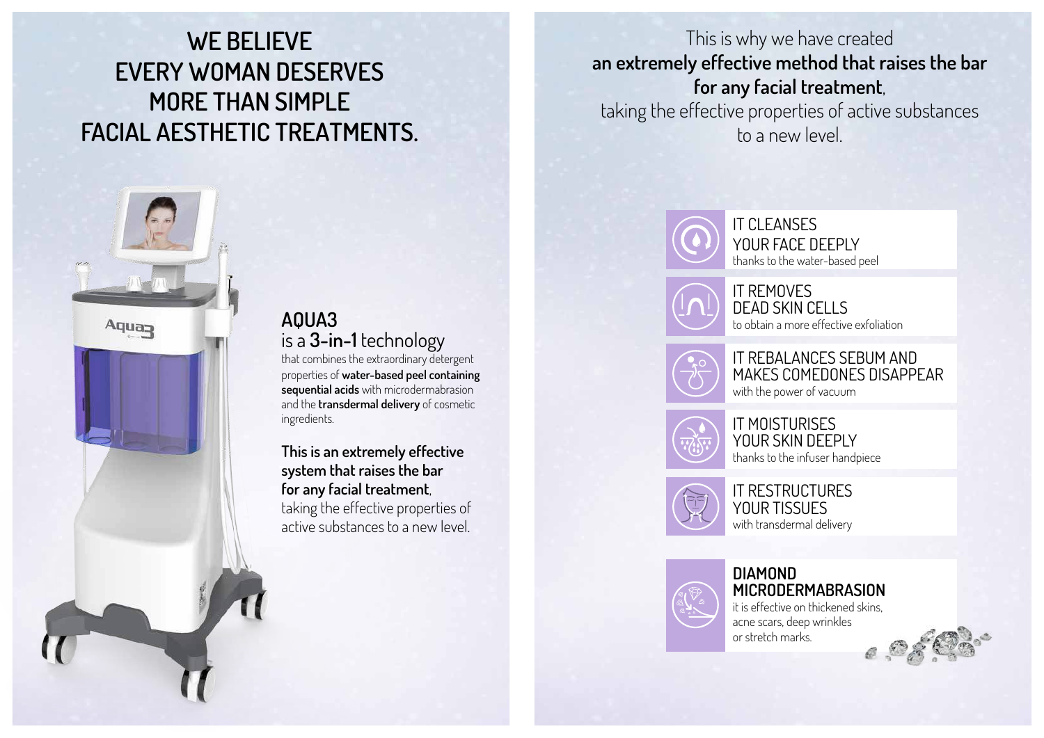# WE BELIEVE EVERY WOMAN DESERVES MORE THAN SIMPLE FACIAL AESTHETIC TREATMENTS.

## AQUA3

is a **3-in-1** technology that combines the extraordinary detergent properties of **water-based peel containing sequential acids** with microdermabrasion and the **transdermal delivery** of cosmetic ingredients.

**This is an extremely effective system that raises the bar for any facial treatment**, taking the effective properties of active substances to a new level.

This is why we have created **an extremely effective method that raises the bar for any facial treatment**, taking the effective properties of active substances to a new level.

**IT CLEANSES YOUR FACE DEEPLY**
thanks to the water-based peel

**IT REMOVES DEAD SKIN CELLS**
to obtain a more effective exfoliation

**IT REBALANCES SEBUM AND MAKES COMEDONES DISAPPEAR**
with the power of vacuum

**IT MOISTURISES YOUR SKIN DEEPLY**
thanks to the infuser handpiece

**IT RESTRUCTURES YOUR TISSUES**
with transdermal delivery

**DIAMOND MICRODERMABRASION**
it is effective on thickened skins, acne scars, deep wrinkles or stretch marks.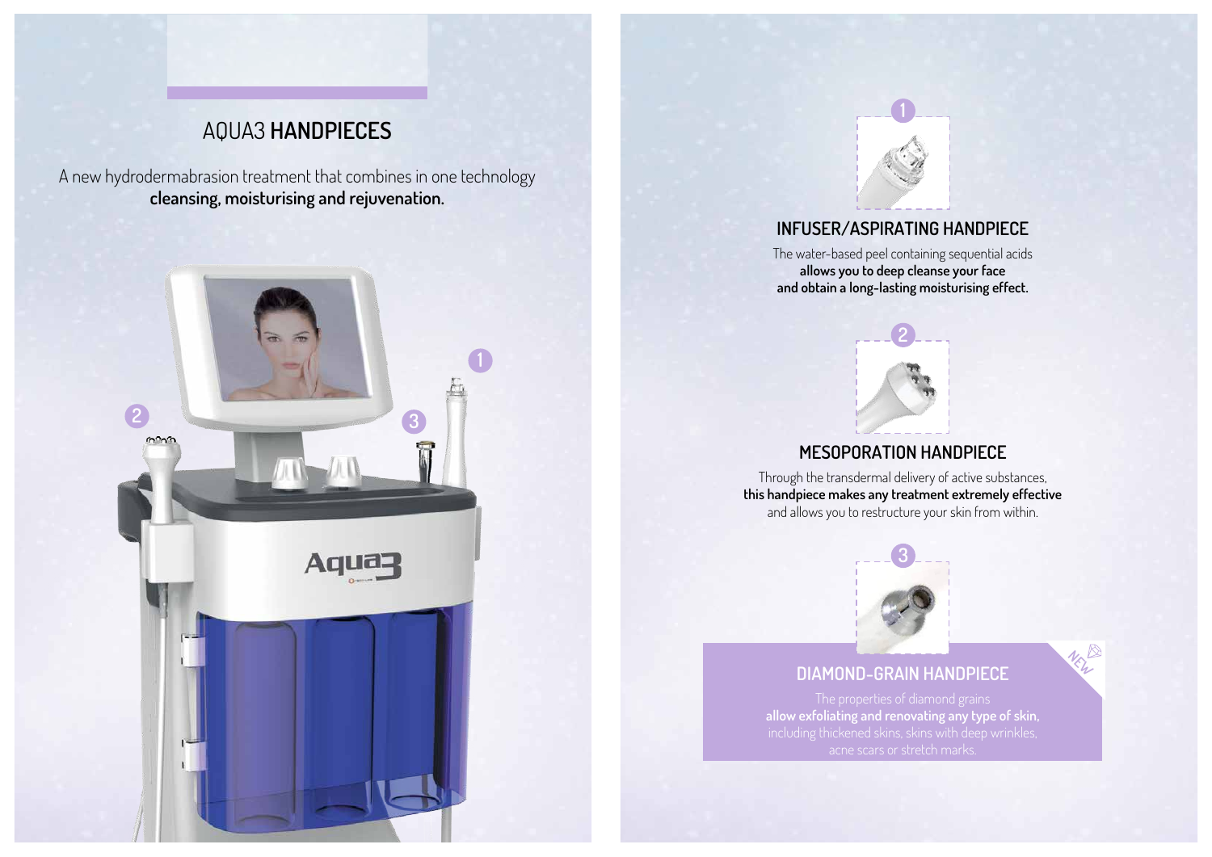# AQUA3 **HANDPIECES**

A new hydrodermabrasion treatment that combines in one technology
**cleansing, moisturising and rejuvenation.**

## 1 INFUSER/ASPIRATING HANDPIECE

The water-based peel containing sequential acids
**allows you to deep cleanse your face**
**and obtain a long-lasting moisturising effect.**

## 2 MESOPORATION HANDPIECE

Through the transdermal delivery of active substances,
**this handpiece makes any treatment extremely effective**
and allows you to restructure your skin from within.

## 3 DIAMOND-GRAIN HANDPIECE

NEW

The properties of diamond grains
**allow exfoliating and renovating any type of skin,**
including thickened skins, skins with deep wrinkles,
acne scars or stretch marks.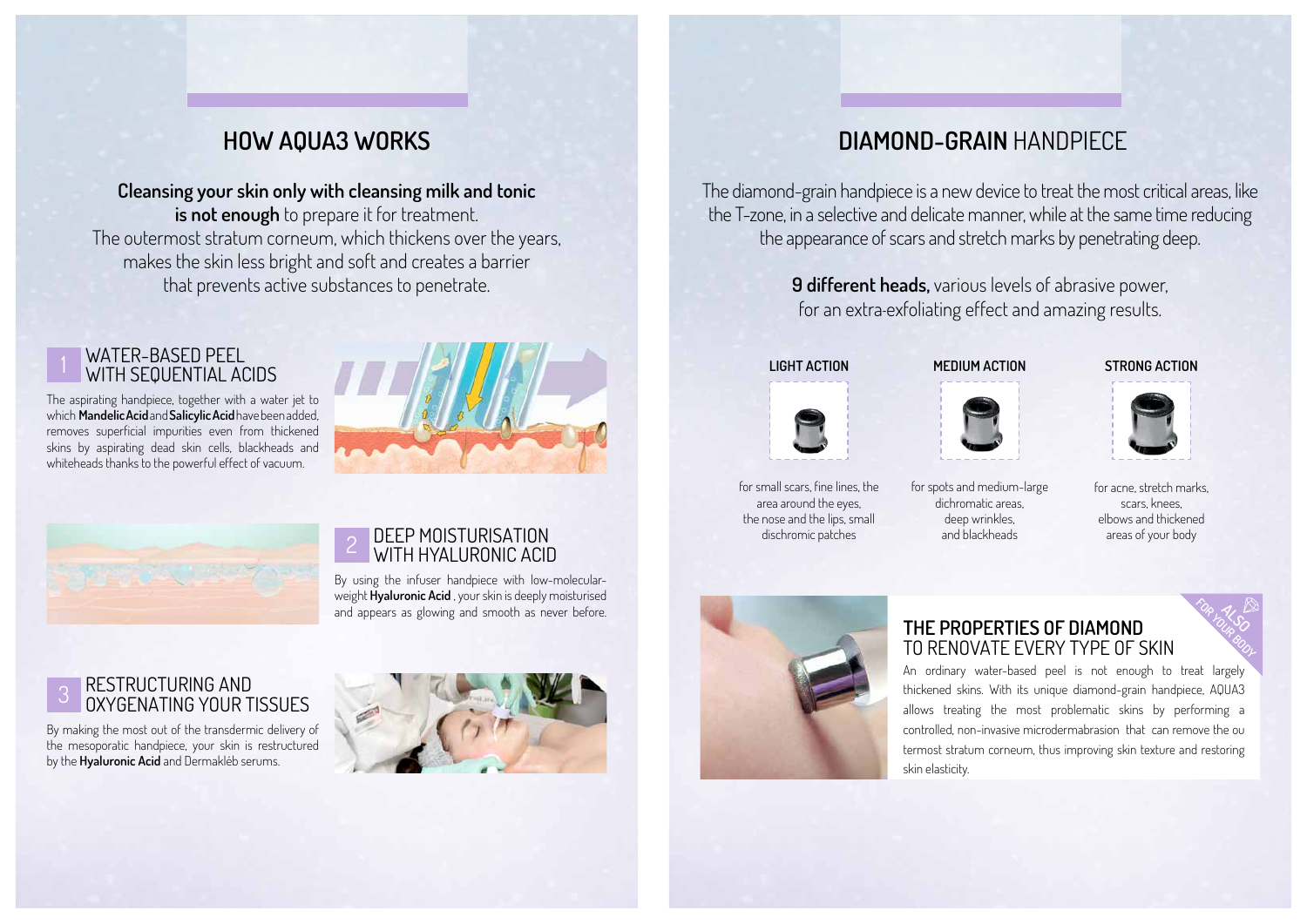## HOW AQUA3 WORKS

**Cleansing your skin only with cleansing milk and tonic is not enough** to prepare it for treatment.
The outermost stratum corneum, which thickens over the years, makes the skin less bright and soft and creates a barrier that prevents active substances to penetrate.

### 1 WATER-BASED PEEL WITH SEQUENTIAL ACIDS

The aspirating handpiece, together with a water jet to which **Mandelic Acid** and **Salicylic Acid** have been added, removes superficial impurities even from thickened skins by aspirating dead skin cells, blackheads and whiteheads thanks to the powerful effect of vacuum.

### 2 DEEP MOISTURISATION WITH HYALURONIC ACID

By using the infuser handpiece with low-molecular-weight **Hyaluronic Acid** , your skin is deeply moisturised and appears as glowing and smooth as never before.

### 3 RESTRUCTURING AND OXYGENATING YOUR TISSUES

By making the most out of the transdermic delivery of the mesoporatic handpiece, your skin is restructured by the **Hyaluronic Acid** and Dermakléb serums.

## DIAMOND-GRAIN HANDPIECE

The diamond-grain handpiece is a new device to treat the most critical areas, like the T-zone, in a selective and delicate manner, while at the same time reducing the appearance of scars and stretch marks by penetrating deep.

**9 different heads,** various levels of abrasive power, for an extra-exfoliating effect and amazing results.

| LIGHT ACTION | MEDIUM ACTION | STRONG ACTION |
|---|---|---|
| for small scars, fine lines, the area around the eyes, the nose and the lips, small dischromic patches | for spots and medium-large dichromatic areas, deep wrinkles, and blackheads | for acne, stretch marks, scars, knees, elbows and thickened areas of your body |

### THE PROPERTIES OF DIAMOND TO RENOVATE EVERY TYPE OF SKIN

ALSO FOR YOUR BODY

An ordinary water-based peel is not enough to treat largely thickened skins. With its unique diamond-grain handpiece, AQUA3 allows treating the most problematic skins by performing a controlled, non-invasive microdermabrasion that can remove the ou termost stratum corneum, thus improving skin texture and restoring skin elasticity.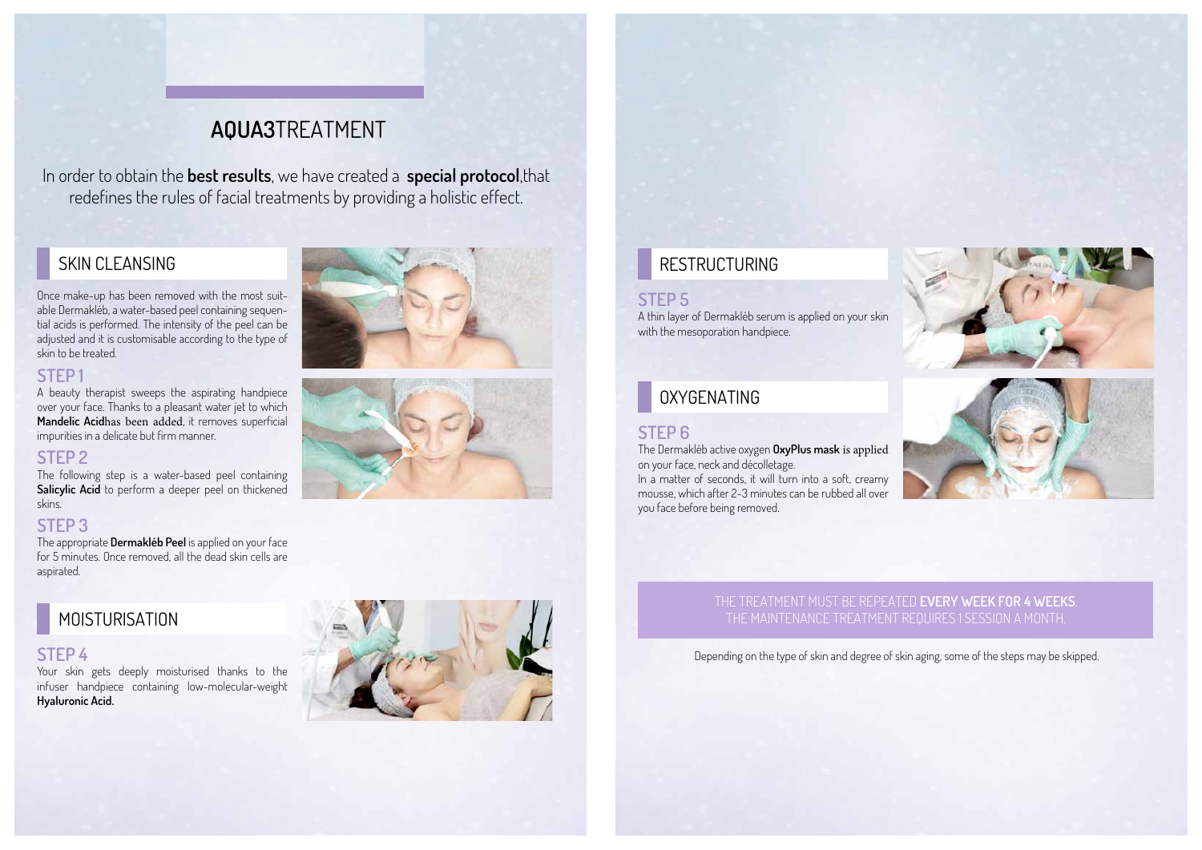# **AQUA3**TREATMENT

In order to obtain the **best results**, we have created a **special protocol**,that redefines the rules of facial treatments by providing a holistic effect.

## SKIN CLEANSING

Once make-up has been removed with the most suitable Dermakléb, a water-based peel containing sequential acids is performed. The intensity of the peel can be adjusted and it is customisable according to the type of skin to be treated.

### STEP 1

A beauty therapist sweeps the aspirating handpiece over your face. Thanks to a pleasant water jet to which **Mandelic Acid**has been added, it removes superficial impurities in a delicate but firm manner.

### STEP 2

The following step is a water-based peel containing **Salicylic Acid** to perform a deeper peel on thickened skins.

### STEP 3

The appropriate **Dermakléb Peel** is applied on your face for 5 minutes. Once removed, all the dead skin cells are aspirated.

## MOISTURISATION

### STEP 4

Your skin gets deeply moisturised thanks to the infuser handpiece containing low-molecular-weight **Hyaluronic Acid.**

## RESTRUCTURING

### STEP 5

A thin layer of Dermakléb serum is applied on your skin with the mesoporation handpiece.

## OXYGENATING

### STEP 6

The Dermakléb active oxygen **OxyPlus mask** is applied on your face, neck and décolletage.
In a matter of seconds, it will turn into a soft, creamy mousse, which after 2-3 minutes can be rubbed all over you face before being removed.

THE TREATMENT MUST BE REPEATED **EVERY WEEK FOR 4 WEEKS**.
THE MAINTENANCE TREATMENT REQUIRES 1 SESSION A MONTH.

Depending on the type of skin and degree of skin aging, some of the steps may be skipped.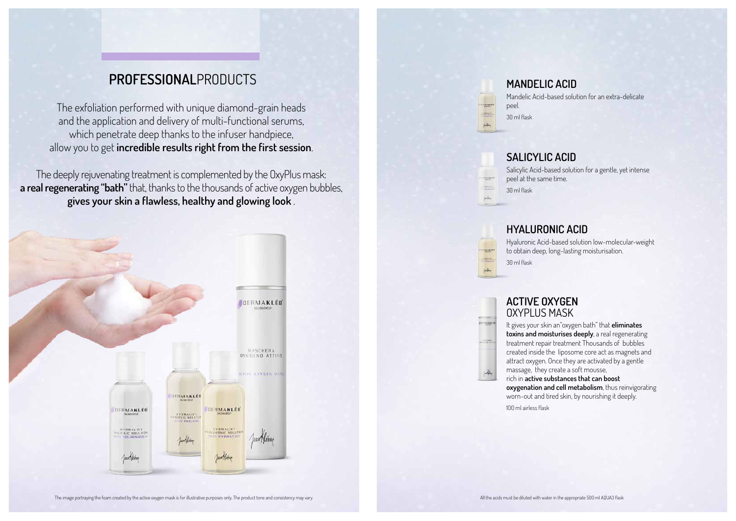## **PROFESSIONAL**PRODUCTS

The exfoliation performed with unique diamond-grain heads and the application and delivery of multi-functional serums, which penetrate deep thanks to the infuser handpiece, allow you to get **incredible results right from the first session**.

The deeply rejuvenating treatment is complemented by the OxyPlus mask: **a real regenerating "bath"** that, thanks to the thousands of active oxygen bubbles, **gives your skin a flawless, healthy and glowing look** .

The image portraying the foam created by the active oxygen mask is for illustrative purposes only. The product tone and consistency may vary.

### MANDELIC ACID

Mandelic Acid-based solution for an extra-delicate peel.

30 ml flask

### SALICYLIC ACID

Salicylic Acid-based solution for a gentle, yet intense peel at the same time.

30 ml flask

### HYALURONIC ACID

Hyaluronic Acid-based solution low-molecular-weight to obtain deep, long-lasting moisturisation.

30 ml flask

### ACTIVE OXYGEN OXYPLUS MASK

It gives your skin an"oxygen bath" that **eliminates toxins and moisturises deeply**, a real regenerating treatment repair treatment Thousands of bubbles created inside the liposome core act as magnets and attract oxygen. Once they are activated by a gentle massage, they create a soft mousse, rich in **active substances that can boost oxygenation and cell metabolism**, thus reinvigorating worn-out and tired skin, by nourishing it deeply.

100 ml airless flask

All the acids must be diluted with water in the appropriate 500 ml AQUA3 flask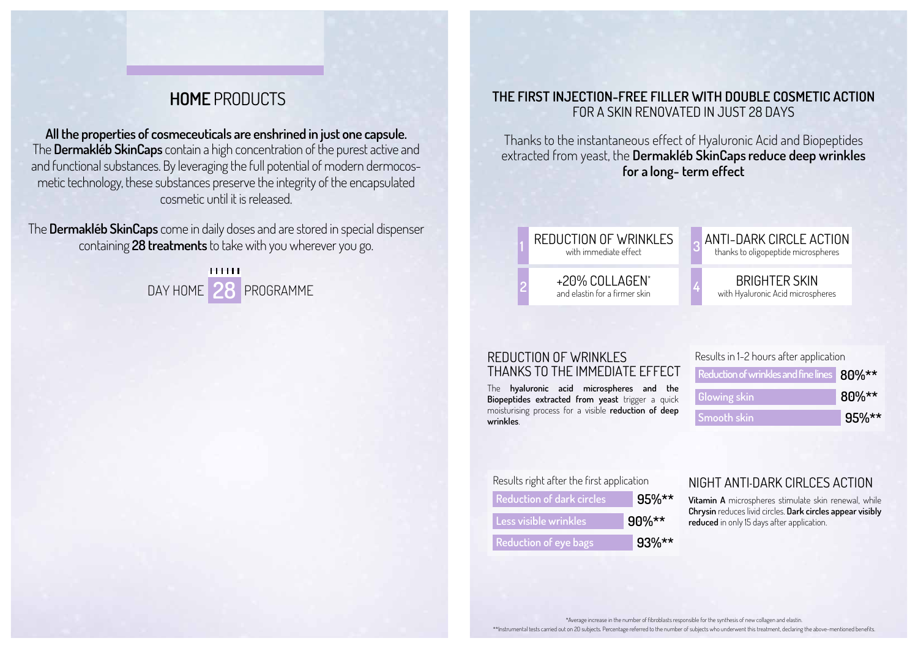## **HOME** PRODUCTS

**All the properties of cosmeceuticals are enshrined in just one capsule.**
The **Dermakléb SkinCaps** contain a high concentration of the purest active and and functional substances. By leveraging the full potential of modern dermocosmetic technology, these substances preserve the integrity of the encapsulated cosmetic until it is released.

The **Dermakléb SkinCaps** come in daily doses and are stored in special dispenser containing **28 treatments** to take with you wherever you go.

DAY HOME 28 PROGRAMME

## **THE FIRST INJECTION-FREE FILLER WITH DOUBLE COSMETIC ACTION**
FOR A SKIN RENOVATED IN JUST 28 DAYS

Thanks to the instantaneous effect of Hyaluronic Acid and Biopeptides extracted from yeast, the **Dermakléb SkinCaps reduce deep wrinkles for a long- term effect**

1. REDUCTION OF WRINKLES
   with immediate effect
2. +20% COLLAGEN*
   and elastin for a firmer skin
3. ANTI-DARK CIRCLE ACTION
   thanks to oligopeptide microspheres
4. BRIGHTER SKIN
   with Hyaluronic Acid microspheres

### REDUCTION OF WRINKLES THANKS TO THE IMMEDIATE EFFECT

The **hyaluronic acid microspheres and the Biopeptides extracted from yeast** trigger a quick moisturising process for a visible **reduction of deep wrinkles**.

Results in 1-2 hours after application

| | |
|---|---|
| Reduction of wrinkles and fine lines | 80%** |
| Glowing skin | 80%** |
| Smooth skin | 95%** |

Results right after the first application

| | |
|---|---|
| Reduction of dark circles | 95%** |
| Less visible wrinkles | 90%** |
| Reduction of eye bags | 93%** |

### NIGHT ANTI-DARK CIRLCES ACTION

**Vitamin A** microspheres stimulate skin renewal, while **Chrysin** reduces livid circles. **Dark circles appear visibly reduced** in only 15 days after application.

*Average increase in the number of fibroblasts responsible for the synthesis of new collagen and elastin.

**Instrumental tests carried out on 20 subjects. Percentage referred to the number of subjects who underwent this treatment, declaring the above-mentioned benefits.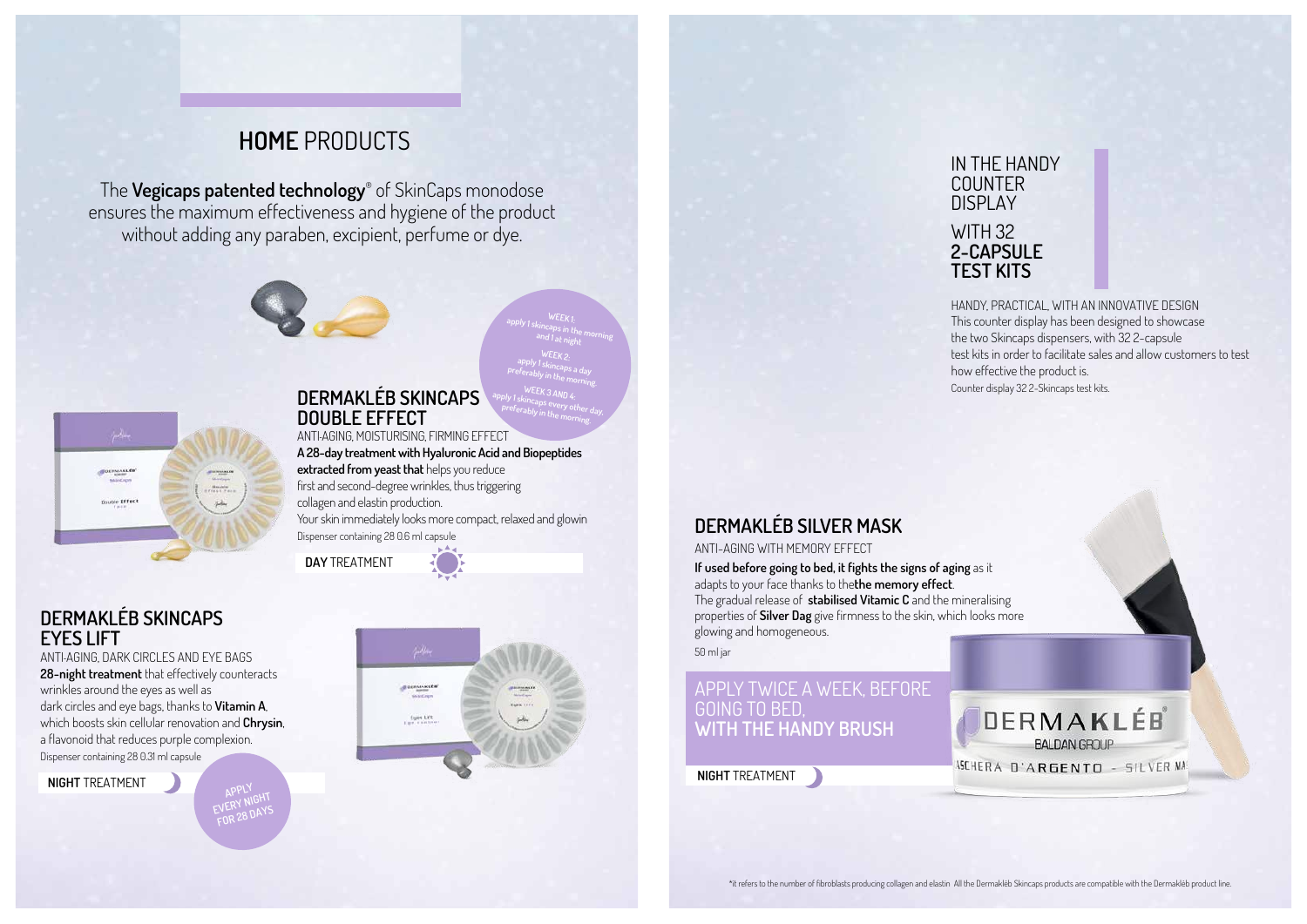# **HOME** PRODUCTS

The **Vegicaps patented technology**® of SkinCaps monodose ensures the maximum effectiveness and hygiene of the product without adding any paraben, excipient, perfume or dye.

## DERMAKLÉB SKINCAPS DOUBLE EFFECT

WEEK 1: apply 1 skincaps in the morning and 1 at night

WEEK 2: apply 1 skincaps a day preferably in the morning.

WEEK 3 AND 4: apply 1 skincaps every other day, preferably in the morning.

ANTI-AGING, MOISTURISING, FIRMING EFFECT

**A 28-day treatment with Hyaluronic Acid and Biopeptides extracted from yeast that** helps you reduce first and second-degree wrinkles, thus triggering collagen and elastin production.

Your skin immediately looks more compact, relaxed and glowin

Dispenser containing 28 0.6 ml capsule

**DAY** TREATMENT

## DERMAKLÉB SKINCAPS EYES LIFT

ANTI-AGING, DARK CIRCLES AND EYE BAGS

**28-night treatment** that effectively counteracts wrinkles around the eyes as well as dark circles and eye bags, thanks to **Vitamin A**, which boosts skin cellular renovation and **Chrysin**, a flavonoid that reduces purple complexion.

Dispenser containing 28 0.31 ml capsule

**NIGHT** TREATMENT

APPLY EVERY NIGHT FOR 28 DAYS

## IN THE HANDY COUNTER DISPLAY WITH 32 2-CAPSULE TEST KITS

HANDY, PRACTICAL, WITH AN INNOVATIVE DESIGN

This counter display has been designed to showcase the two Skincaps dispensers, with 32 2-capsule test kits in order to facilitate sales and allow customers to test how effective the product is.

Counter display 32 2-Skincaps test kits.

## DERMAKLÉB SILVER MASK

ANTI-AGING WITH MEMORY EFFECT

**If used before going to bed, it fights the signs of aging** as it adapts to your face thanks to the**the memory effect**.

The gradual release of **stabilised Vitamic C** and the mineralising properties of **Silver Dag** give firmness to the skin, which looks more glowing and homogeneous.

50 ml jar

APPLY TWICE A WEEK, BEFORE GOING TO BED, **WITH THE HANDY BRUSH**

**NIGHT** TREATMENT

\*it refers to the number of fibroblasts producing collagen and elastin All the Dermakléb Skincaps products are compatible with the Dermakléb product line.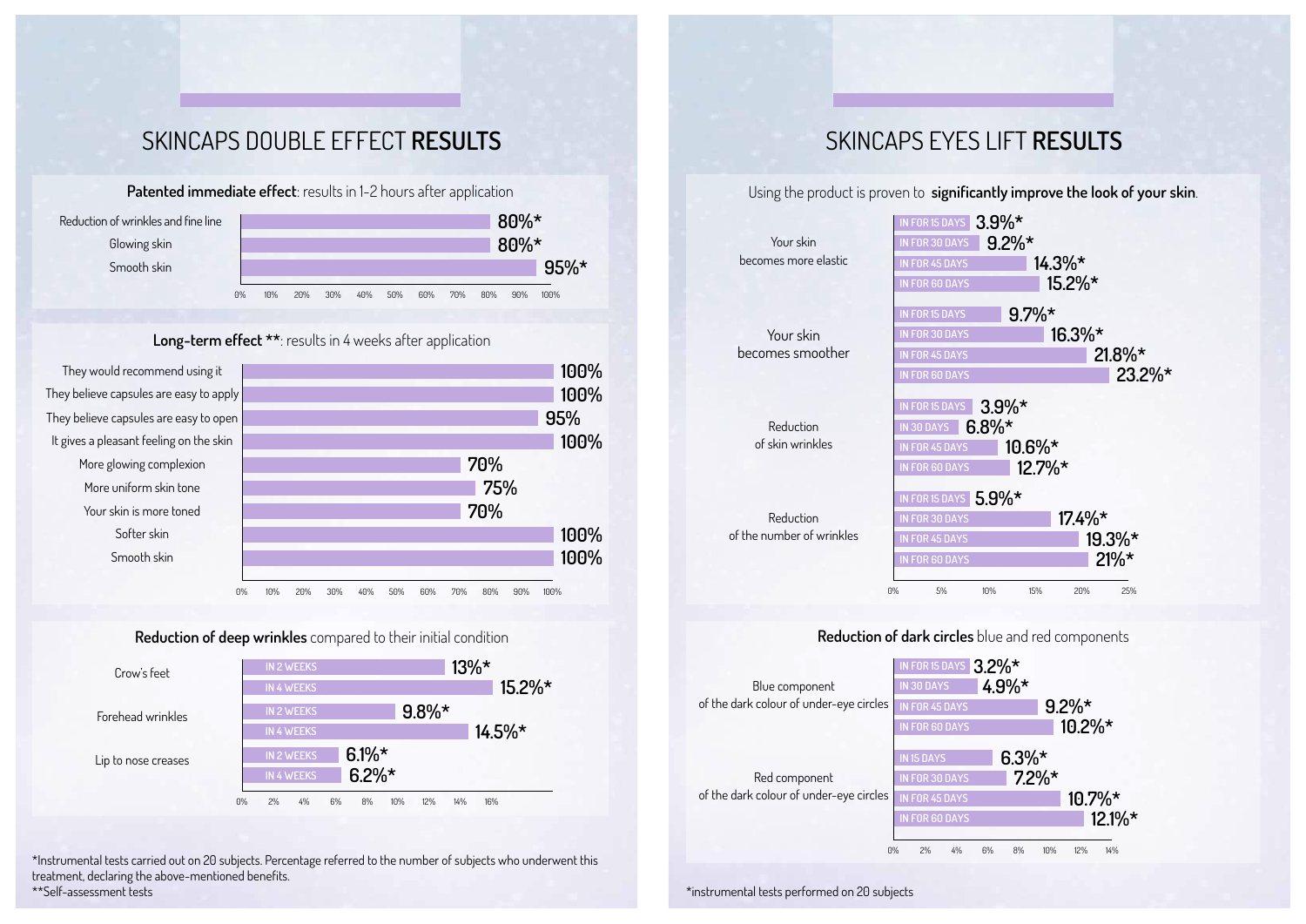# SKINCAPS DOUBLE EFFECT **RESULTS**

**Patented immediate effect**: results in 1-2 hours after application

| | |
|---|---|
| Reduction of wrinkles and fine line | 80%* |
| Glowing skin | 80%* |
| Smooth skin | 95%* |

**Long-term effect** **: results in 4 weeks after application

| | |
|---|---|
| They would recommend using it | 100% |
| They believe capsules are easy to apply | 100% |
| They believe capsules are easy to open | 95% |
| It gives a pleasant feeling on the skin | 100% |
| More glowing complexion | 70% |
| More uniform skin tone | 75% |
| Your skin is more toned | 70% |
| Softer skin | 100% |
| Smooth skin | 100% |

**Reduction of deep wrinkles** compared to their initial condition

| | IN 2 WEEKS | IN 4 WEEKS |
|---|---|---|
| Crow's feet | 13%* | 15.2%* |
| Forehead wrinkles | 9.8%* | 14.5%* |
| Lip to nose creases | 6.1%* | 6.2%* |

*Instrumental tests carried out on 20 subjects. Percentage referred to the number of subjects who underwent this treatment, declaring the above-mentioned benefits.
**Self-assessment tests

# SKINCAPS EYES LIFT **RESULTS**

Using the product is proven to **significantly improve the look of your skin**.

| | IN FOR 15 DAYS | IN FOR 30 DAYS | IN FOR 45 DAYS | IN FOR 60 DAYS |
|---|---|---|---|---|
| Your skin becomes more elastic | 3.9%* | 9.2%* | 14.3%* | 15.2%* |
| Your skin becomes smoother | 9.7%* | 16.3%* | 21.8%* | 23.2%* |
| Reduction of skin wrinkles | 3.9%* | 6.8%* | 10.6%* | 12.7%* |
| Reduction of the number of wrinkles | 5.9%* | 17.4%* | 19.3%* | 21%* |

**Reduction of dark circles** blue and red components

| | IN FOR 15 DAYS | IN FOR 30 DAYS | IN FOR 45 DAYS | IN FOR 60 DAYS |
|---|---|---|---|---|
| Blue component of the dark colour of under-eye circles | 3.2%* | 4.9%* | 9.2%* | 10.2%* |
| Red component of the dark colour of under-eye circles | 6.3%* | 7.2%* | 10.7%* | 12.1%* |

*instrumental tests performed on 20 subjects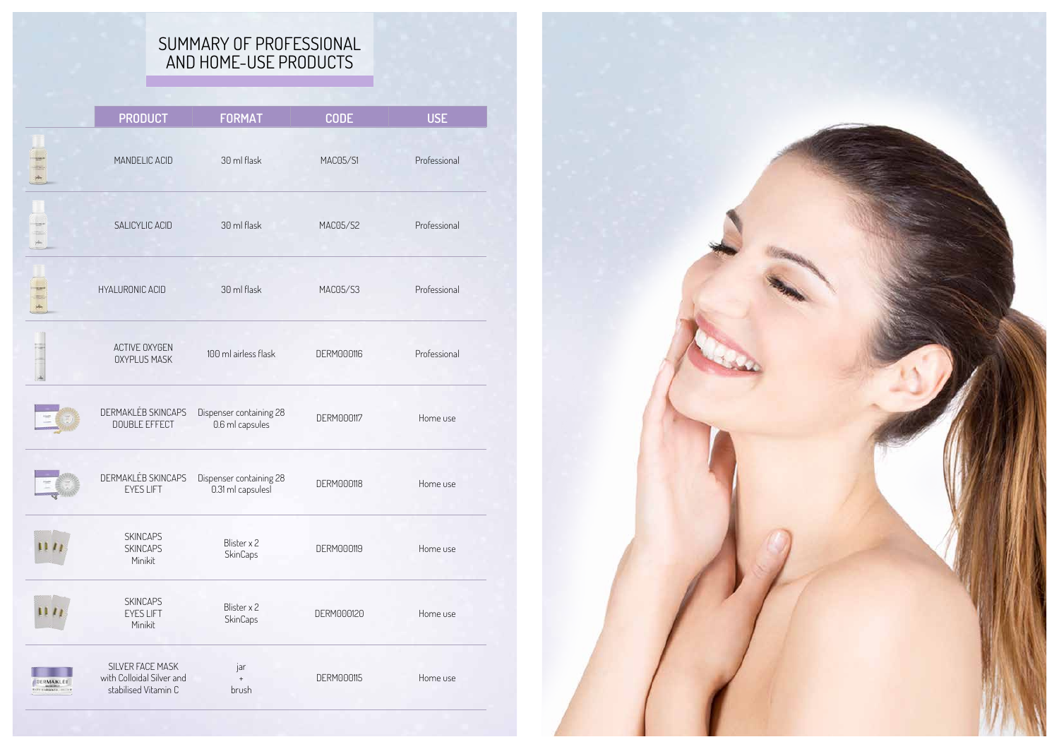# SUMMARY OF PROFESSIONAL AND HOME-USE PRODUCTS

| PRODUCT | FORMAT | CODE | USE |
|---|---|---|---|
| MANDELIC ACID | 30 ml flask | MAC05/S1 | Professional |
| SALICYLIC ACID | 30 ml flask | MAC05/S2 | Professional |
| HYALURONIC ACID | 30 ml flask | MAC05/S3 | Professional |
| ACTIVE OXYGEN OXYPLUS MASK | 100 ml airless flask | DERM000116 | Professional |
| DERMAKLÈB SKINCAPS DOUBLE EFFECT | Dispenser containing 28 0.6 ml capsules | DERM000117 | Home use |
| DERMAKLÈB SKINCAPS EYES LIFT | Dispenser containing 28 0.31 ml capsulesl | DERM000118 | Home use |
| SKINCAPS SKINCAPS Minikit | Blister x 2 SkinCaps | DERM000119 | Home use |
| SKINCAPS EYES LIFT Minikit | Blister x 2 SkinCaps | DERM000120 | Home use |
| SILVER FACE MASK with Colloidal Silver and stabilised Vitamin C | jar + brush | DERM000115 | Home use |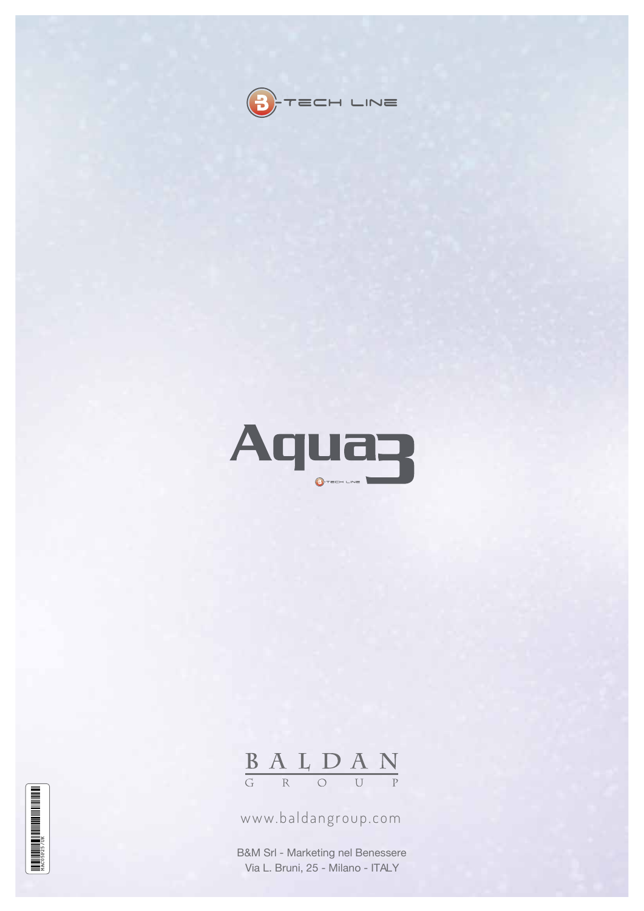B-TECH LINE

Aqua3

B-TECH LINE

BALDAN
GROUP

www.baldangroup.com

B&M Srl - Marketing nel Benessere
Via L. Bruni, 25 - Milano - ITALY